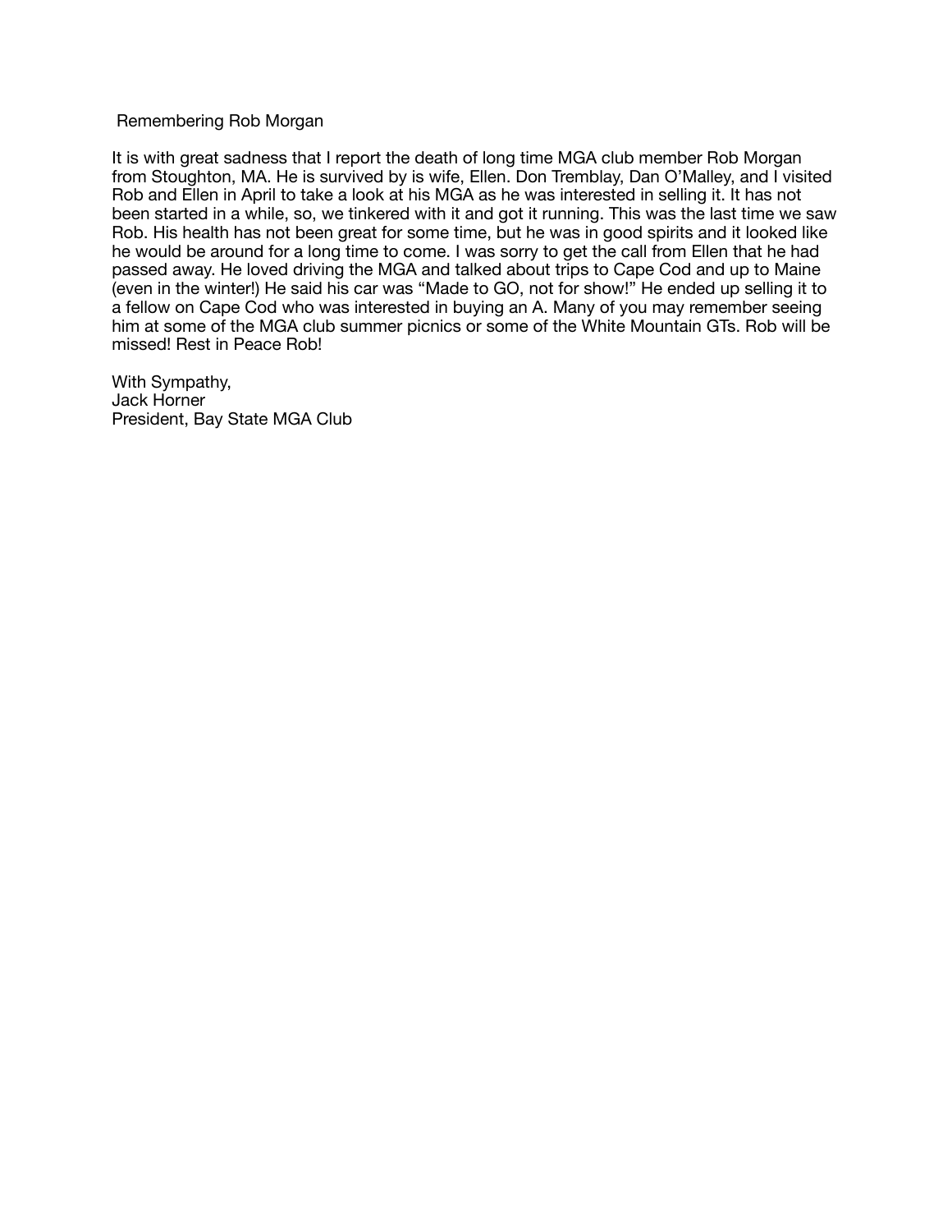# Remembering Rob Morgan

It is with great sadness that I report the death of long time MGA club member Rob Morgan from Stoughton, MA. He is survived by is wife, Ellen. Don Tremblay, Dan O'Malley, and I visited Rob and Ellen in April to take a look at his MGA as he was interested in selling it. It has not been started in a while, so, we tinkered with it and got it running. This was the last time we saw Rob. His health has not been great for some time, but he was in good spirits and it looked like he would be around for a long time to come. I was sorry to get the call from Ellen that he had passed away. He loved driving the MGA and talked about trips to Cape Cod and up to Maine (even in the winter!) He said his car was "Made to GO, not for show!" He ended up selling it to a fellow on Cape Cod who was interested in buying an A. Many of you may remember seeing him at some of the MGA club summer picnics or some of the White Mountain GTs. Rob will be missed! Rest in Peace Rob!

With Sympathy,
Jack Horner
President, Bay State MGA Club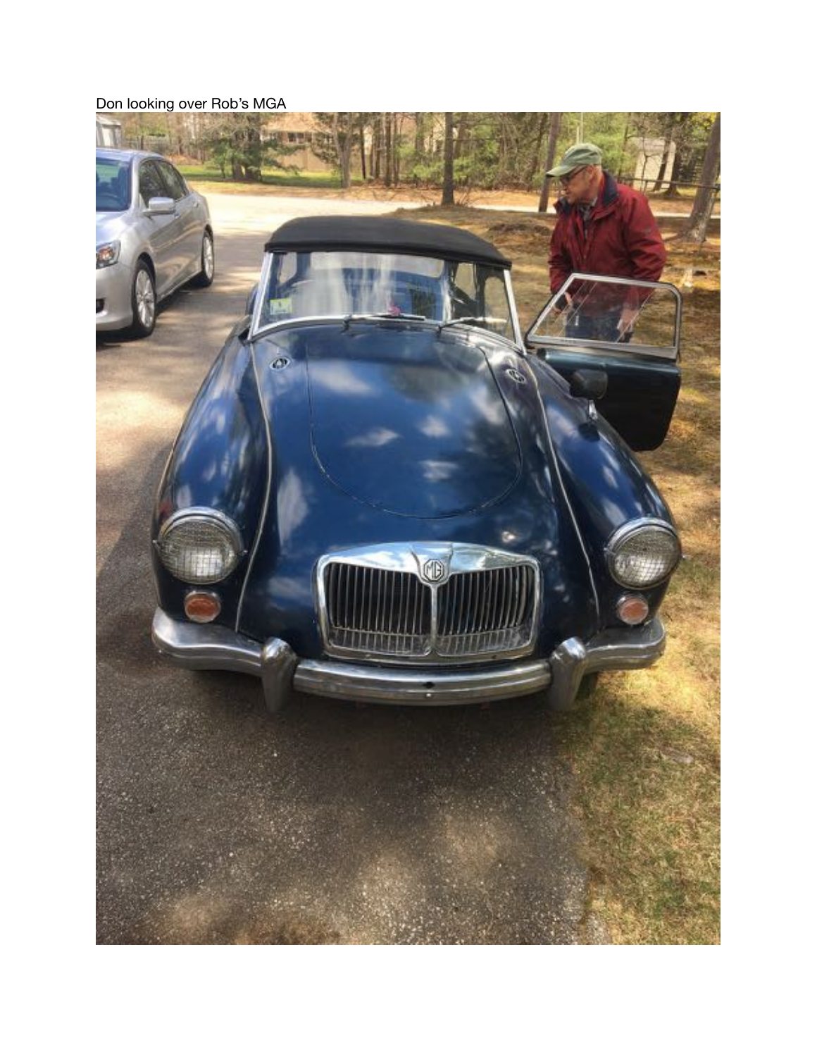Don looking over Rob's MGA